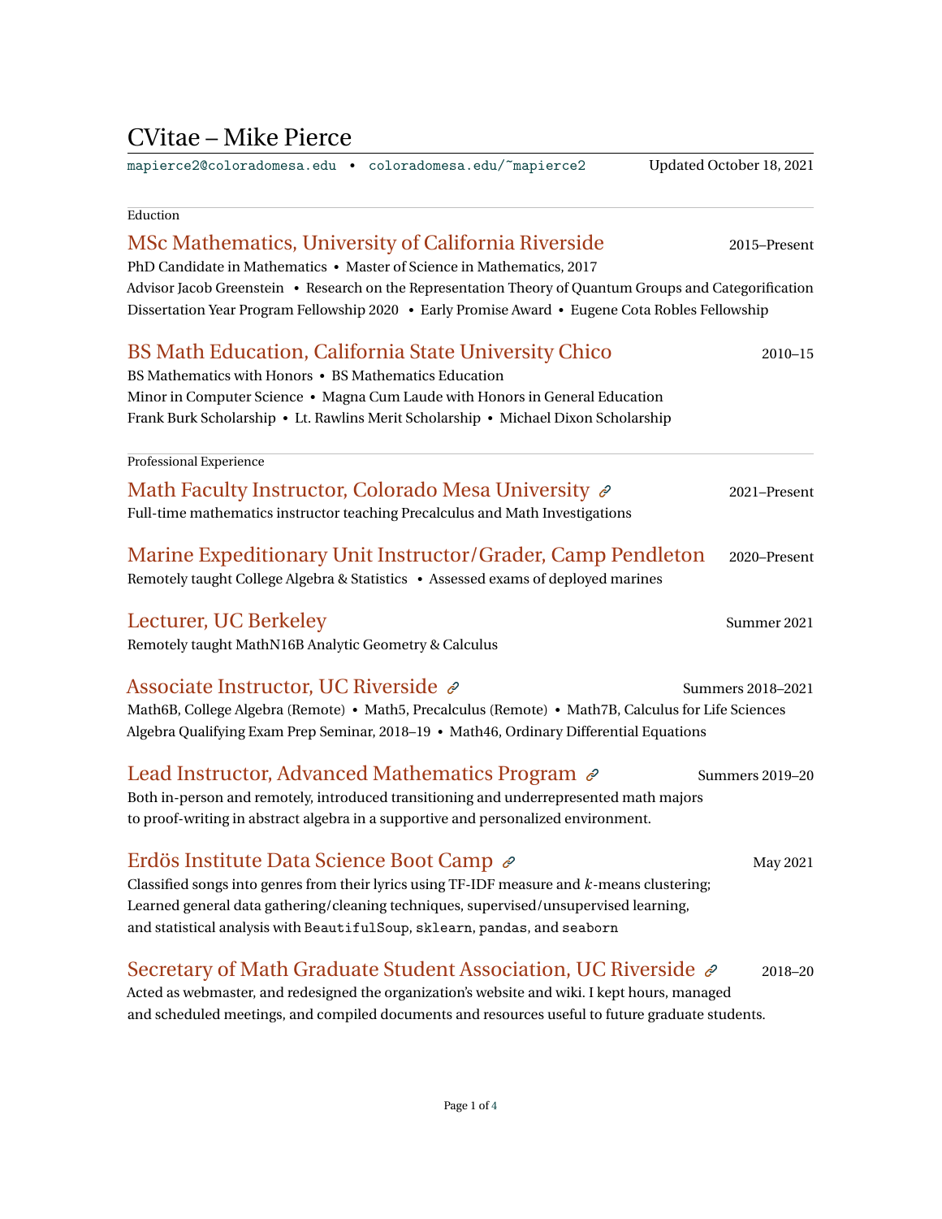# CVitae – Mike Pierce

mapierce2@coloradomesa.edu • coloradomesa.edu/~mapierce2 Updated October 18, 2021

## Eduction

### MSc Mathematics, University of California Riverside — 2015–Present

PhD Candidate in Mathematics • Master of Science in Mathematics, 2017
Advisor Jacob Greenstein • Research on the Representation Theory of Quantum Groups and Categorification
Dissertation Year Program Fellowship 2020 • Early Promise Award • Eugene Cota Robles Fellowship

### BS Math Education, California State University Chico — 2010–15

BS Mathematics with Honors • BS Mathematics Education
Minor in Computer Science • Magna Cum Laude with Honors in General Education
Frank Burk Scholarship • Lt. Rawlins Merit Scholarship • Michael Dixon Scholarship

## Professional Experience

### Math Faculty Instructor, Colorado Mesa University — 2021–Present

Full-time mathematics instructor teaching Precalculus and Math Investigations

### Marine Expeditionary Unit Instructor/Grader, Camp Pendleton — 2020–Present

Remotely taught College Algebra & Statistics • Assessed exams of deployed marines

### Lecturer, UC Berkeley — Summer 2021

Remotely taught MathN16B Analytic Geometry & Calculus

### Associate Instructor, UC Riverside — Summers 2018–2021

Math6B, College Algebra (Remote) • Math5, Precalculus (Remote) • Math7B, Calculus for Life Sciences
Algebra Qualifying Exam Prep Seminar, 2018–19 • Math46, Ordinary Differential Equations

### Lead Instructor, Advanced Mathematics Program — Summers 2019–20

Both in-person and remotely, introduced transitioning and underrepresented math majors to proof-writing in abstract algebra in a supportive and personalized environment.

### Erdös Institute Data Science Boot Camp — May 2021

Classified songs into genres from their lyrics using TF-IDF measure and $k$-means clustering; Learned general data gathering/cleaning techniques, supervised/unsupervised learning, and statistical analysis with `BeautifulSoup`, `sklearn`, `pandas`, and `seaborn`

### Secretary of Math Graduate Student Association, UC Riverside — 2018–20

Acted as webmaster, and redesigned the organization's website and wiki. I kept hours, managed and scheduled meetings, and compiled documents and resources useful to future graduate students.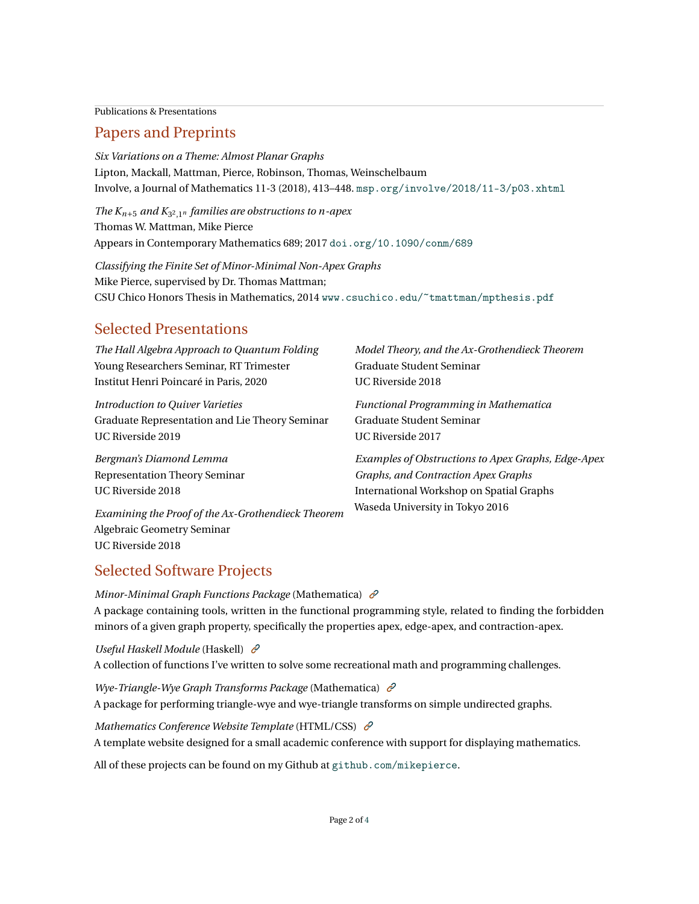## Papers and Preprints

*Six Variations on a Theme: Almost Planar Graphs*
Lipton, Mackall, Mattman, Pierce, Robinson, Thomas, Weinschelbaum
Involve, a Journal of Mathematics 11-3 (2018), 413–448. msp.org/involve/2018/11-3/p03.xhtml

*The $K_{n+5}$ and $K_{3^2,1^n}$ families are obstructions to $n$-apex*
Thomas W. Mattman, Mike Pierce
Appears in Contemporary Mathematics 689; 2017 doi.org/10.1090/conm/689

*Classifying the Finite Set of Minor-Minimal Non-Apex Graphs*
Mike Pierce, supervised by Dr. Thomas Mattman;
CSU Chico Honors Thesis in Mathematics, 2014 www.csuchico.edu/~tmattman/mpthesis.pdf

## Selected Presentations

*The Hall Algebra Approach to Quantum Folding*
Young Researchers Seminar, RT Trimester
Institut Henri Poincaré in Paris, 2020

*Introduction to Quiver Varieties*
Graduate Representation and Lie Theory Seminar
UC Riverside 2019

*Bergman's Diamond Lemma*
Representation Theory Seminar
UC Riverside 2018

*Examining the Proof of the Ax-Grothendieck Theorem*
Algebraic Geometry Seminar
UC Riverside 2018

*Model Theory, and the Ax-Grothendieck Theorem*
Graduate Student Seminar
UC Riverside 2018

*Functional Programming in Mathematica*
Graduate Student Seminar
UC Riverside 2017

*Examples of Obstructions to Apex Graphs, Edge-Apex Graphs, and Contraction Apex Graphs*
International Workshop on Spatial Graphs
Waseda University in Tokyo 2016

## Selected Software Projects

*Minor-Minimal Graph Functions Package* (Mathematica)
A package containing tools, written in the functional programming style, related to finding the forbidden minors of a given graph property, specifically the properties apex, edge-apex, and contraction-apex.

*Useful Haskell Module* (Haskell)
A collection of functions I've written to solve some recreational math and programming challenges.

*Wye-Triangle-Wye Graph Transforms Package* (Mathematica)
A package for performing triangle-wye and wye-triangle transforms on simple undirected graphs.

*Mathematics Conference Website Template* (HTML/CSS)
A template website designed for a small academic conference with support for displaying mathematics.

All of these projects can be found on my Github at github.com/mikepierce.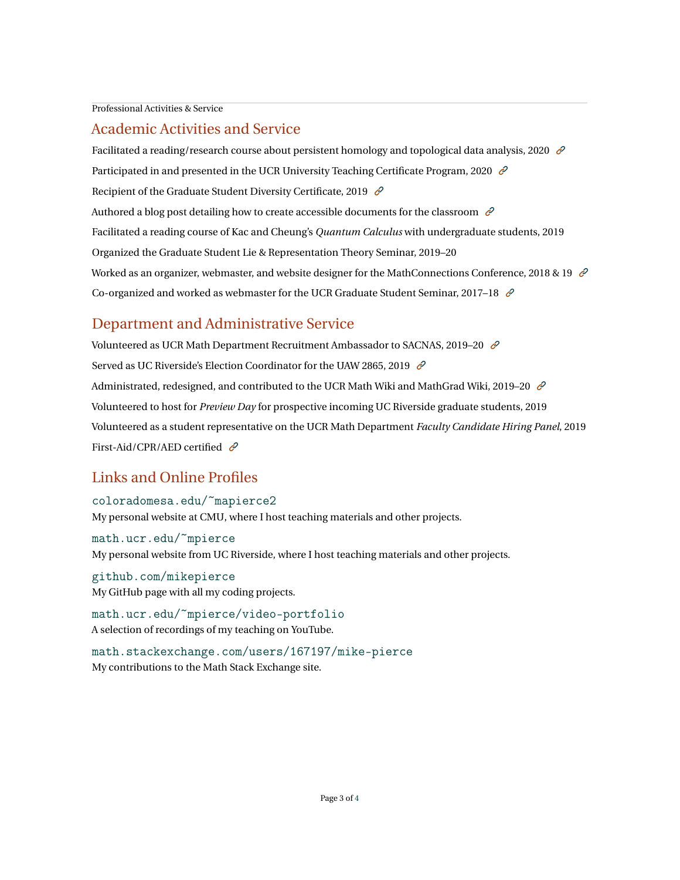## Academic Activities and Service

Facilitated a reading/research course about persistent homology and topological data analysis, 2020

Participated in and presented in the UCR University Teaching Certificate Program, 2020

Recipient of the Graduate Student Diversity Certificate, 2019

Authored a blog post detailing how to create accessible documents for the classroom

Facilitated a reading course of Kac and Cheung's *Quantum Calculus* with undergraduate students, 2019

Organized the Graduate Student Lie & Representation Theory Seminar, 2019–20

Worked as an organizer, webmaster, and website designer for the MathConnections Conference, 2018 & 19

Co-organized and worked as webmaster for the UCR Graduate Student Seminar, 2017–18

## Department and Administrative Service

Volunteered as UCR Math Department Recruitment Ambassador to SACNAS, 2019–20

Served as UC Riverside's Election Coordinator for the UAW 2865, 2019

Administrated, redesigned, and contributed to the UCR Math Wiki and MathGrad Wiki, 2019–20

Volunteered to host for *Preview Day* for prospective incoming UC Riverside graduate students, 2019

Volunteered as a student representative on the UCR Math Department *Faculty Candidate Hiring Panel*, 2019

First-Aid/CPR/AED certified

## Links and Online Profiles

`coloradomesa.edu/~mapierce2`
My personal website at CMU, where I host teaching materials and other projects.

`math.ucr.edu/~mpierce`
My personal website from UC Riverside, where I host teaching materials and other projects.

`github.com/mikepierce`
My GitHub page with all my coding projects.

`math.ucr.edu/~mpierce/video-portfolio`
A selection of recordings of my teaching on YouTube.

`math.stackexchange.com/users/167197/mike-pierce`
My contributions to the Math Stack Exchange site.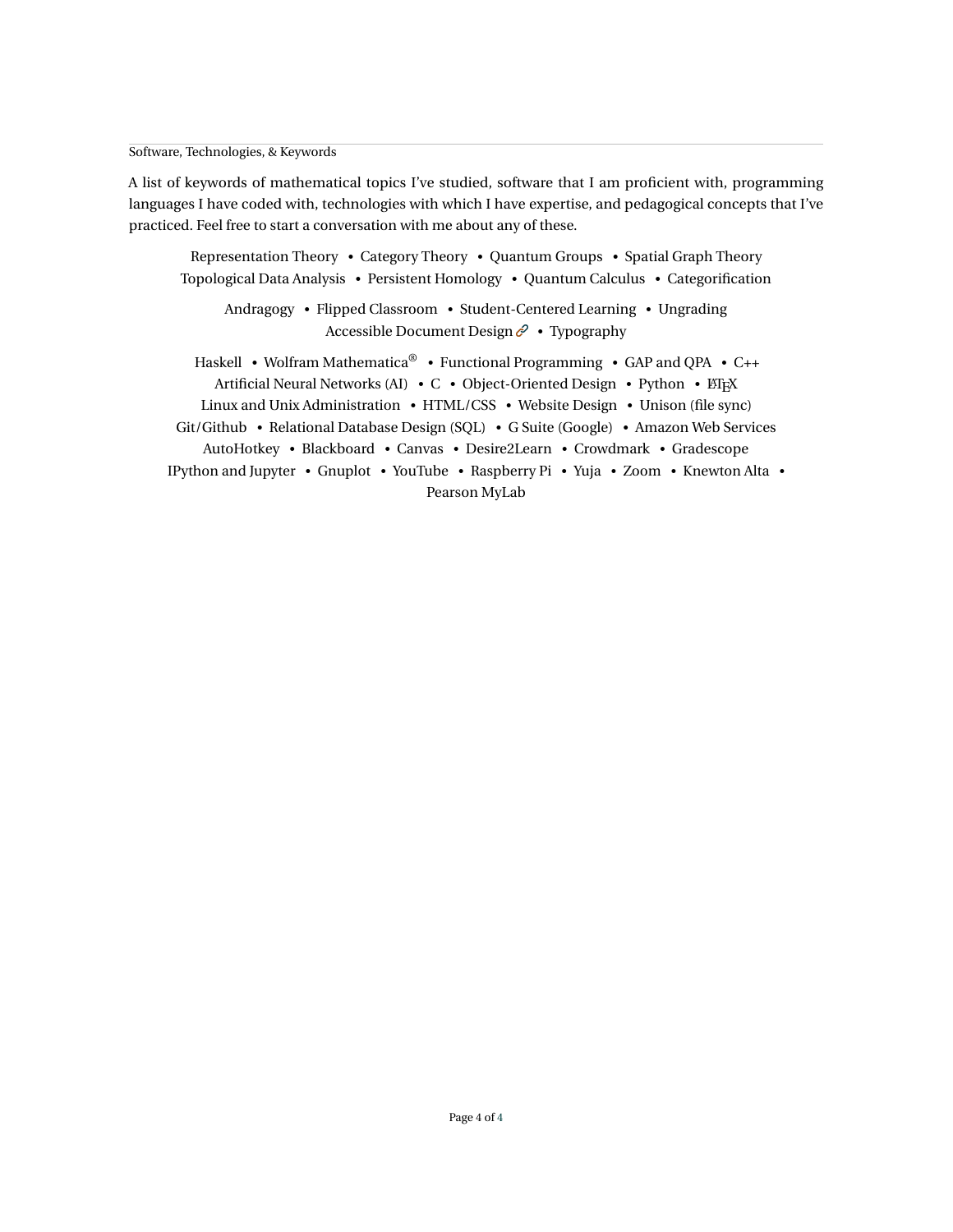## Software, Technologies, & Keywords

A list of keywords of mathematical topics I've studied, software that I am proficient with, programming languages I have coded with, technologies with which I have expertise, and pedagogical concepts that I've practiced. Feel free to start a conversation with me about any of these.

Representation Theory • Category Theory • Quantum Groups • Spatial Graph Theory
Topological Data Analysis • Persistent Homology • Quantum Calculus • Categorification

Andragogy • Flipped Classroom • Student-Centered Learning • Ungrading
Accessible Document Design 🔗 • Typography

Haskell • Wolfram Mathematica® • Functional Programming • GAP and QPA • C++
Artificial Neural Networks (AI) • C • Object-Oriented Design • Python • LaTeX
Linux and Unix Administration • HTML/CSS • Website Design • Unison (file sync)
Git/Github • Relational Database Design (SQL) • G Suite (Google) • Amazon Web Services
AutoHotkey • Blackboard • Canvas • Desire2Learn • Crowdmark • Gradescope
IPython and Jupyter • Gnuplot • YouTube • Raspberry Pi • Yuja • Zoom • Knewton Alta •
Pearson MyLab